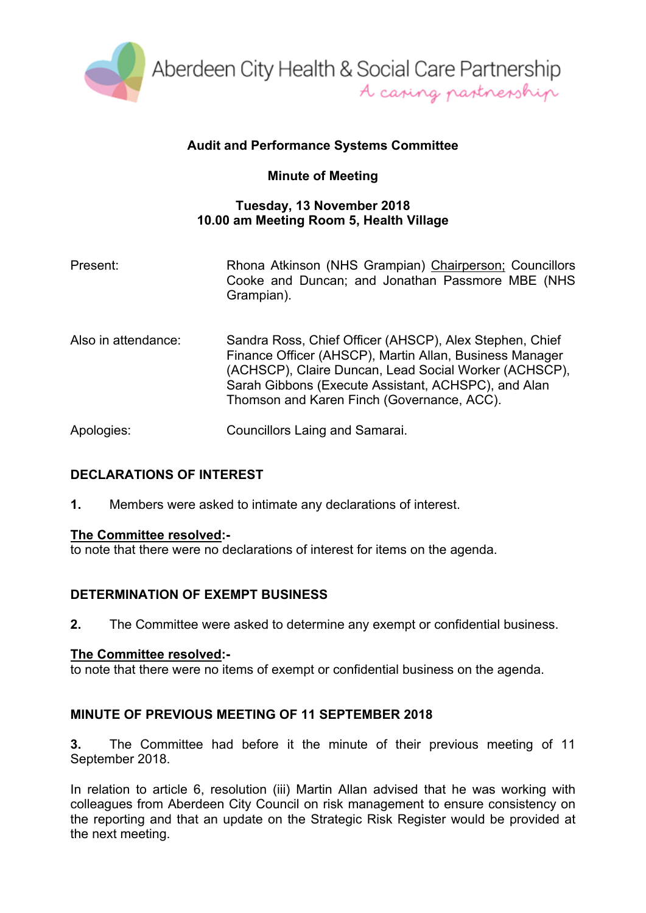Aberdeen City Health & Social Care Partnership

*A caring partnership*

## Audit and Performance Systems Committee

## Minute of Meeting

**Tuesday, 13 November 2018**
**10.00 am Meeting Room 5, Health Village**

| | |
|---|---|
| Present: | Rhona Atkinson (NHS Grampian) Chairperson; Councillors Cooke and Duncan; and Jonathan Passmore MBE (NHS Grampian). |
| Also in attendance: | Sandra Ross, Chief Officer (AHSCP), Alex Stephen, Chief Finance Officer (AHSCP), Martin Allan, Business Manager (ACHSCP), Claire Duncan, Lead Social Worker (ACHSCP), Sarah Gibbons (Execute Assistant, ACHSPC), and Alan Thomson and Karen Finch (Governance, ACC). |
| Apologies: | Councillors Laing and Samarai. |

### DECLARATIONS OF INTEREST

**1.** Members were asked to intimate any declarations of interest.

**The Committee resolved:-**
to note that there were no declarations of interest for items on the agenda.

### DETERMINATION OF EXEMPT BUSINESS

**2.** The Committee were asked to determine any exempt or confidential business.

**The Committee resolved:-**
to note that there were no items of exempt or confidential business on the agenda.

### MINUTE OF PREVIOUS MEETING OF 11 SEPTEMBER 2018

**3.** The Committee had before it the minute of their previous meeting of 11 September 2018.

In relation to article 6, resolution (iii) Martin Allan advised that he was working with colleagues from Aberdeen City Council on risk management to ensure consistency on the reporting and that an update on the Strategic Risk Register would be provided at the next meeting.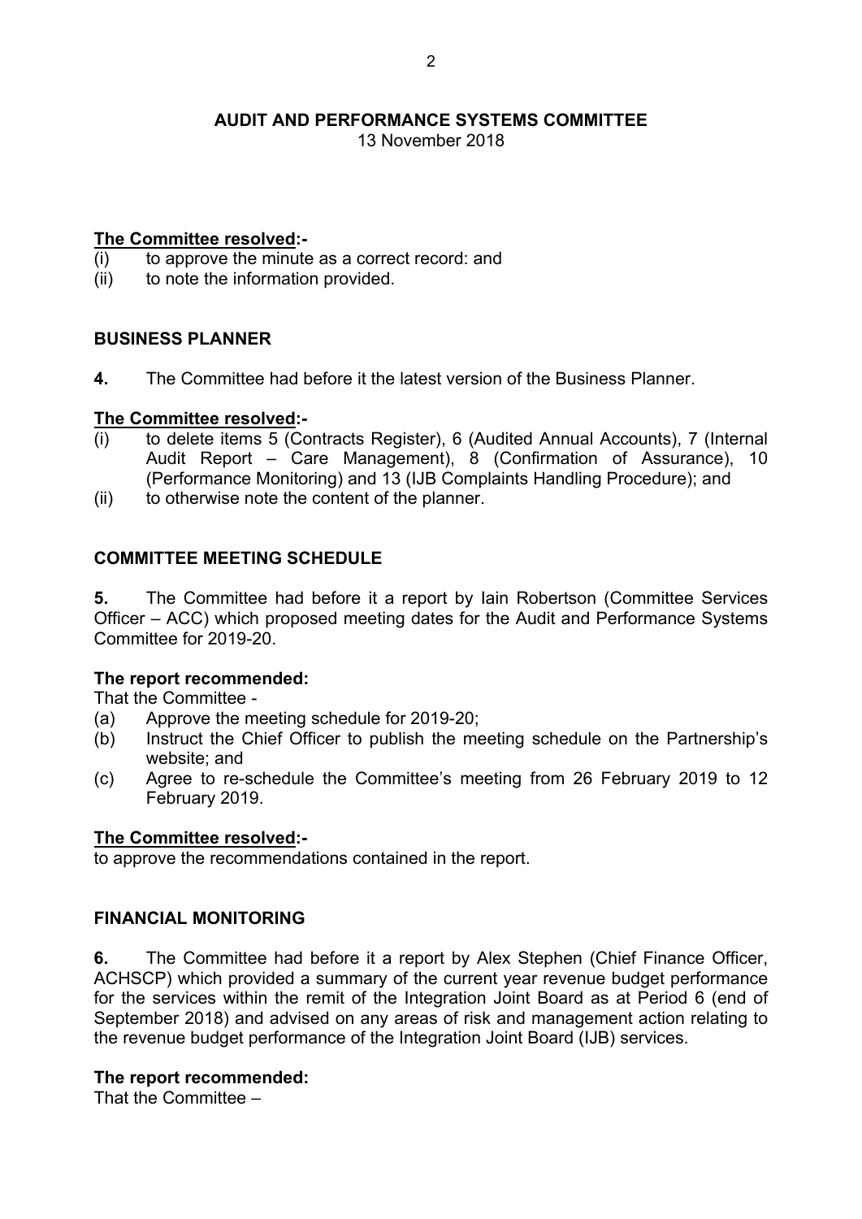**AUDIT AND PERFORMANCE SYSTEMS COMMITTEE**
13 November 2018

**The Committee resolved:-**
(i) to approve the minute as a correct record: and
(ii) to note the information provided.

## BUSINESS PLANNER

**4.** The Committee had before it the latest version of the Business Planner.

**The Committee resolved:-**
(i) to delete items 5 (Contracts Register), 6 (Audited Annual Accounts), 7 (Internal Audit Report – Care Management), 8 (Confirmation of Assurance), 10 (Performance Monitoring) and 13 (IJB Complaints Handling Procedure); and
(ii) to otherwise note the content of the planner.

## COMMITTEE MEETING SCHEDULE

**5.** The Committee had before it a report by Iain Robertson (Committee Services Officer – ACC) which proposed meeting dates for the Audit and Performance Systems Committee for 2019-20.

**The report recommended:**
That the Committee -
(a) Approve the meeting schedule for 2019-20;
(b) Instruct the Chief Officer to publish the meeting schedule on the Partnership's website; and
(c) Agree to re-schedule the Committee's meeting from 26 February 2019 to 12 February 2019.

**The Committee resolved:-**
to approve the recommendations contained in the report.

## FINANCIAL MONITORING

**6.** The Committee had before it a report by Alex Stephen (Chief Finance Officer, ACHSCP) which provided a summary of the current year revenue budget performance for the services within the remit of the Integration Joint Board as at Period 6 (end of September 2018) and advised on any areas of risk and management action relating to the revenue budget performance of the Integration Joint Board (IJB) services.

**The report recommended:**
That the Committee –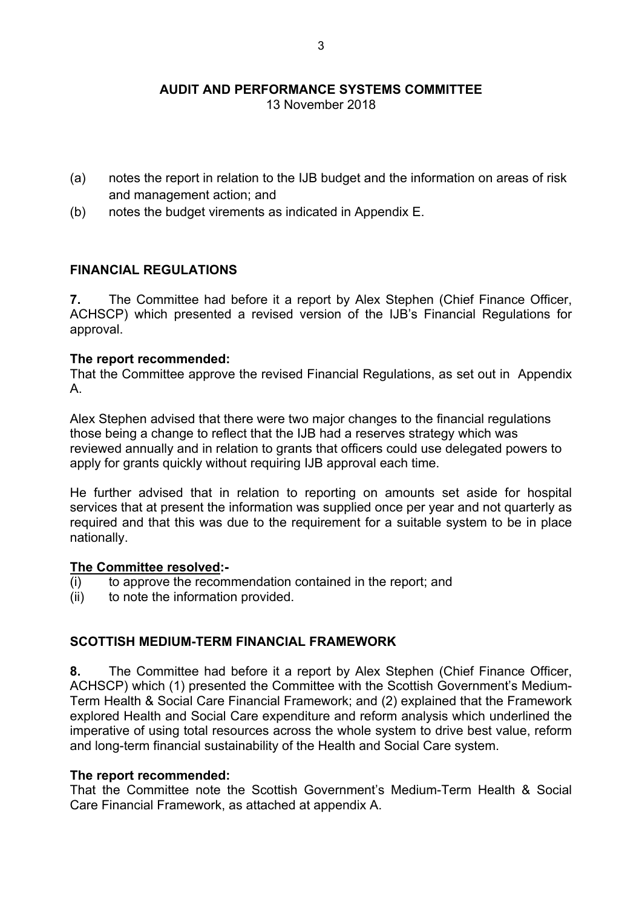**AUDIT AND PERFORMANCE SYSTEMS COMMITTEE**
13 November 2018

(a) notes the report in relation to the IJB budget and the information on areas of risk and management action; and
(b) notes the budget virements as indicated in Appendix E.

## FINANCIAL REGULATIONS

**7.** The Committee had before it a report by Alex Stephen (Chief Finance Officer, ACHSCP) which presented a revised version of the IJB's Financial Regulations for approval.

**The report recommended:**
That the Committee approve the revised Financial Regulations, as set out in Appendix A.

Alex Stephen advised that there were two major changes to the financial regulations those being a change to reflect that the IJB had a reserves strategy which was reviewed annually and in relation to grants that officers could use delegated powers to apply for grants quickly without requiring IJB approval each time.

He further advised that in relation to reporting on amounts set aside for hospital services that at present the information was supplied once per year and not quarterly as required and that this was due to the requirement for a suitable system to be in place nationally.

**The Committee resolved:-**
(i) to approve the recommendation contained in the report; and
(ii) to note the information provided.

## SCOTTISH MEDIUM-TERM FINANCIAL FRAMEWORK

**8.** The Committee had before it a report by Alex Stephen (Chief Finance Officer, ACHSCP) which (1) presented the Committee with the Scottish Government's Medium-Term Health & Social Care Financial Framework; and (2) explained that the Framework explored Health and Social Care expenditure and reform analysis which underlined the imperative of using total resources across the whole system to drive best value, reform and long-term financial sustainability of the Health and Social Care system.

**The report recommended:**
That the Committee note the Scottish Government's Medium-Term Health & Social Care Financial Framework, as attached at appendix A.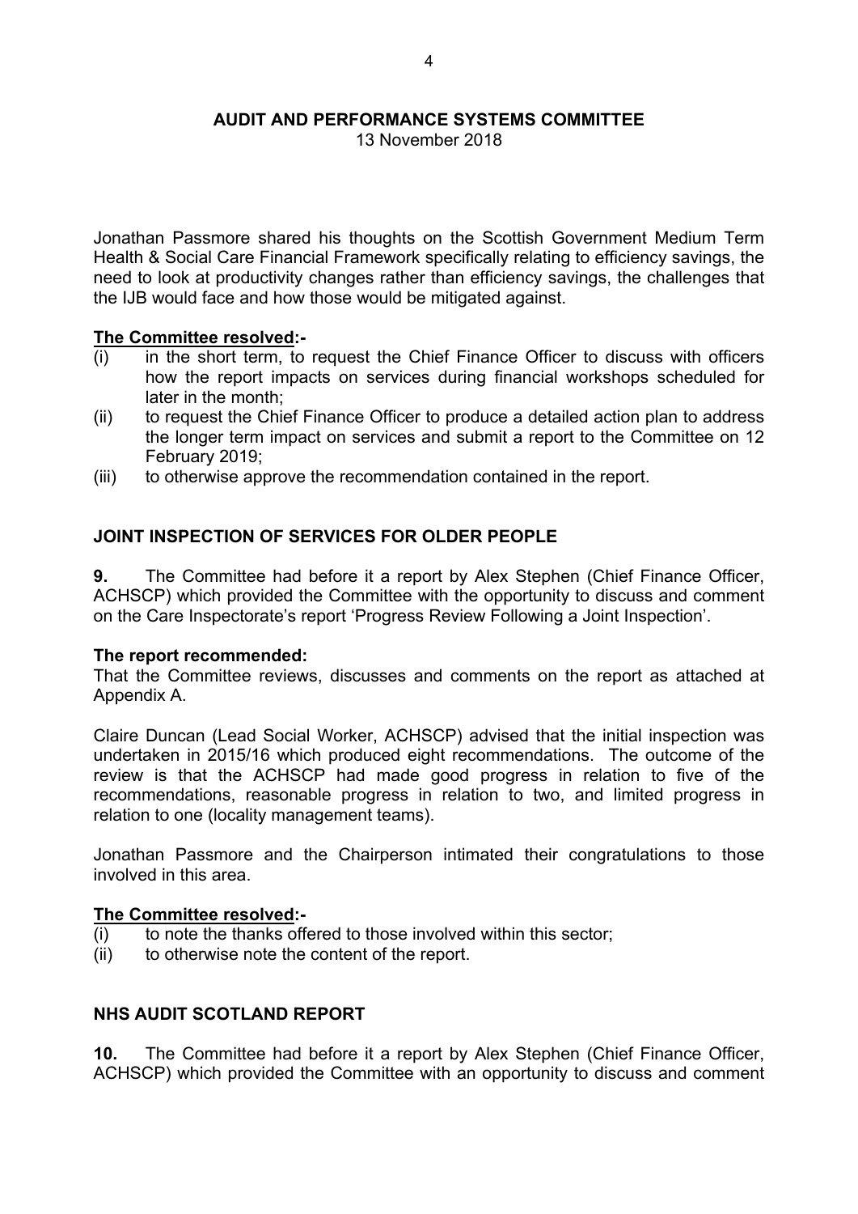Jonathan Passmore shared his thoughts on the Scottish Government Medium Term Health & Social Care Financial Framework specifically relating to efficiency savings, the need to look at productivity changes rather than efficiency savings, the challenges that the IJB would face and how those would be mitigated against.

**The Committee resolved:-**

(i) in the short term, to request the Chief Finance Officer to discuss with officers how the report impacts on services during financial workshops scheduled for later in the month;

(ii) to request the Chief Finance Officer to produce a detailed action plan to address the longer term impact on services and submit a report to the Committee on 12 February 2019;

(iii) to otherwise approve the recommendation contained in the report.

## JOINT INSPECTION OF SERVICES FOR OLDER PEOPLE

**9.** The Committee had before it a report by Alex Stephen (Chief Finance Officer, ACHSCP) which provided the Committee with the opportunity to discuss and comment on the Care Inspectorate's report 'Progress Review Following a Joint Inspection'.

**The report recommended:**

That the Committee reviews, discusses and comments on the report as attached at Appendix A.

Claire Duncan (Lead Social Worker, ACHSCP) advised that the initial inspection was undertaken in 2015/16 which produced eight recommendations. The outcome of the review is that the ACHSCP had made good progress in relation to five of the recommendations, reasonable progress in relation to two, and limited progress in relation to one (locality management teams).

Jonathan Passmore and the Chairperson intimated their congratulations to those involved in this area.

**The Committee resolved:-**

(i) to note the thanks offered to those involved within this sector;

(ii) to otherwise note the content of the report.

## NHS AUDIT SCOTLAND REPORT

**10.** The Committee had before it a report by Alex Stephen (Chief Finance Officer, ACHSCP) which provided the Committee with an opportunity to discuss and comment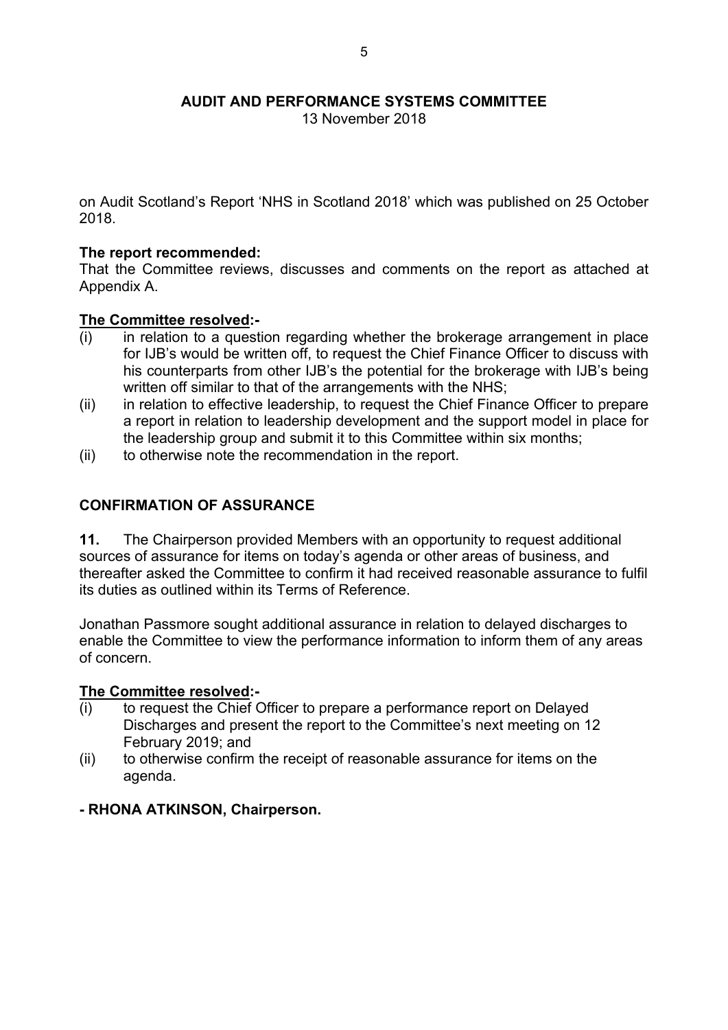on Audit Scotland's Report 'NHS in Scotland 2018' which was published on 25 October 2018.

**The report recommended:**
That the Committee reviews, discusses and comments on the report as attached at Appendix A.

**The Committee resolved:-**

(i) in relation to a question regarding whether the brokerage arrangement in place for IJB's would be written off, to request the Chief Finance Officer to discuss with his counterparts from other IJB's the potential for the brokerage with IJB's being written off similar to that of the arrangements with the NHS;
(ii) in relation to effective leadership, to request the Chief Finance Officer to prepare a report in relation to leadership development and the support model in place for the leadership group and submit it to this Committee within six months;
(ii) to otherwise note the recommendation in the report.

## CONFIRMATION OF ASSURANCE

**11.** The Chairperson provided Members with an opportunity to request additional sources of assurance for items on today's agenda or other areas of business, and thereafter asked the Committee to confirm it had received reasonable assurance to fulfil its duties as outlined within its Terms of Reference.

Jonathan Passmore sought additional assurance in relation to delayed discharges to enable the Committee to view the performance information to inform them of any areas of concern.

**The Committee resolved:-**

(i) to request the Chief Officer to prepare a performance report on Delayed Discharges and present the report to the Committee's next meeting on 12 February 2019; and
(ii) to otherwise confirm the receipt of reasonable assurance for items on the agenda.

**- RHONA ATKINSON, Chairperson.**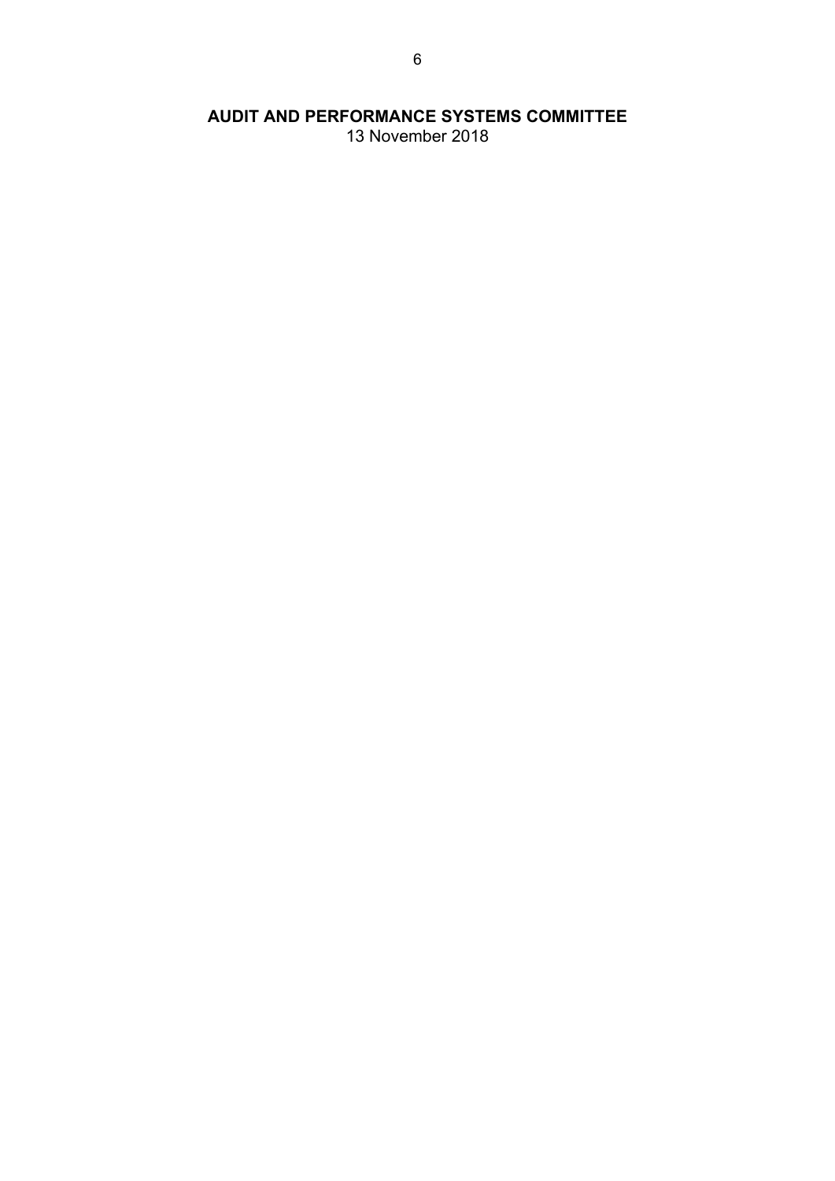**AUDIT AND PERFORMANCE SYSTEMS COMMITTEE**
13 November 2018